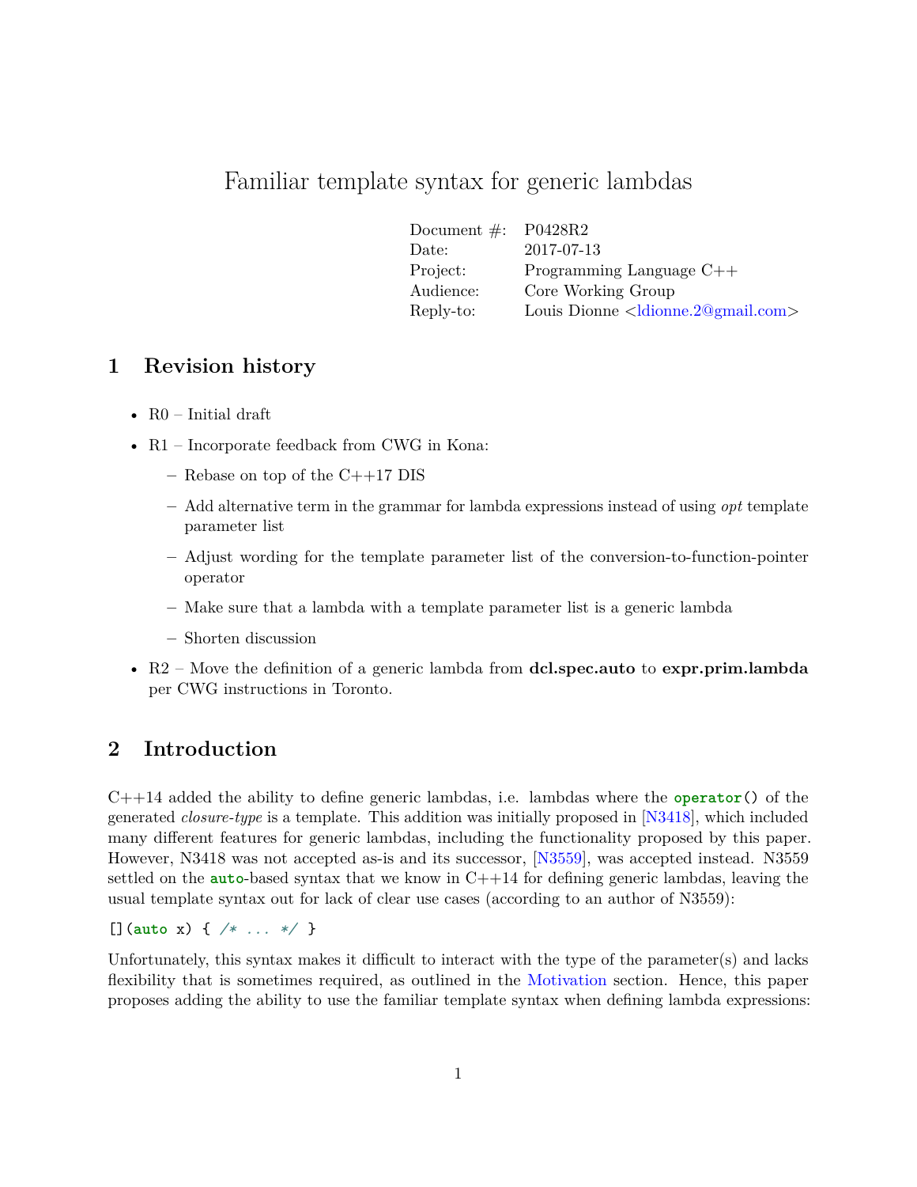# Familiar template syntax for generic lambdas

| | |
|---|---|
| Document #: | P0428R2 |
| Date: | 2017-07-13 |
| Project: | Programming Language C++ |
| Audience: | Core Working Group |
| Reply-to: | Louis Dionne <ldionne.2@gmail.com> |

## 1 Revision history

- R0 – Initial draft
- R1 – Incorporate feedback from CWG in Kona:
  - Rebase on top of the C++17 DIS
  - Add alternative term in the grammar for lambda expressions instead of using *opt* template parameter list
  - Adjust wording for the template parameter list of the conversion-to-function-pointer operator
  - Make sure that a lambda with a template parameter list is a generic lambda
  - Shorten discussion
- R2 – Move the definition of a generic lambda from **dcl.spec.auto** to **expr.prim.lambda** per CWG instructions in Toronto.

## 2 Introduction

C++14 added the ability to define generic lambdas, i.e. lambdas where the `operator()` of the generated *closure-type* is a template. This addition was initially proposed in [N3418], which included many different features for generic lambdas, including the functionality proposed by this paper. However, N3418 was not accepted as-is and its successor, [N3559], was accepted instead. N3559 settled on the `auto`-based syntax that we know in C++14 for defining generic lambdas, leaving the usual template syntax out for lack of clear use cases (according to an author of N3559):

```
[](auto x) { /* ... */ }
```

Unfortunately, this syntax makes it difficult to interact with the type of the parameter(s) and lacks flexibility that is sometimes required, as outlined in the Motivation section. Hence, this paper proposes adding the ability to use the familiar template syntax when defining lambda expressions: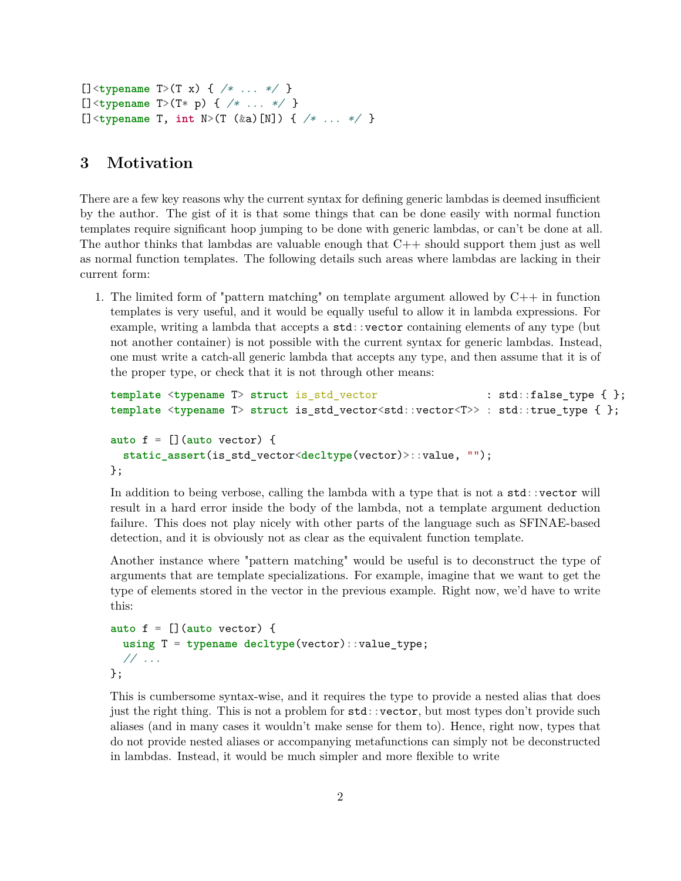```
[]<typename T>(T x) { /* ... */ }
[]<typename T>(T* p) { /* ... */ }
[]<typename T, int N>(T (&a)[N]) { /* ... */ }
```

# 3 Motivation

There are a few key reasons why the current syntax for defining generic lambdas is deemed insufficient by the author. The gist of it is that some things that can be done easily with normal function templates require significant hoop jumping to be done with generic lambdas, or can't be done at all. The author thinks that lambdas are valuable enough that C++ should support them just as well as normal function templates. The following details such areas where lambdas are lacking in their current form:

1. The limited form of "pattern matching" on template argument allowed by C++ in function templates is very useful, and it would be equally useful to allow it in lambda expressions. For example, writing a lambda that accepts a `std::vector` containing elements of any type (but not another container) is not possible with the current syntax for generic lambdas. Instead, one must write a catch-all generic lambda that accepts any type, and then assume that it is of the proper type, or check that it is not through other means:

   ```
   template <typename T> struct is_std_vector                 : std::false_type { };
   template <typename T> struct is_std_vector<std::vector<T>> : std::true_type { };

   auto f = [](auto vector) {
     static_assert(is_std_vector<decltype(vector)>::value, "");
   };
   ```

   In addition to being verbose, calling the lambda with a type that is not a `std::vector` will result in a hard error inside the body of the lambda, not a template argument deduction failure. This does not play nicely with other parts of the language such as SFINAE-based detection, and it is obviously not as clear as the equivalent function template.

   Another instance where "pattern matching" would be useful is to deconstruct the type of arguments that are template specializations. For example, imagine that we want to get the type of elements stored in the vector in the previous example. Right now, we'd have to write this:

   ```
   auto f = [](auto vector) {
     using T = typename decltype(vector)::value_type;
     // ...
   };
   ```

   This is cumbersome syntax-wise, and it requires the type to provide a nested alias that does just the right thing. This is not a problem for `std::vector`, but most types don't provide such aliases (and in many cases it wouldn't make sense for them to). Hence, right now, types that do not provide nested aliases or accompanying metafunctions can simply not be deconstructed in lambdas. Instead, it would be much simpler and more flexible to write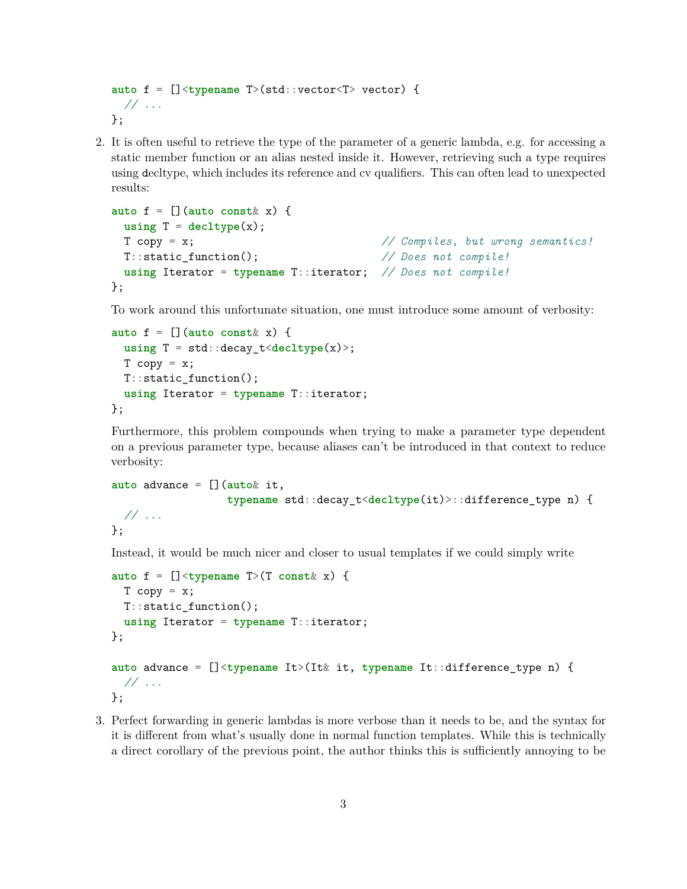```cpp
auto f = []<typename T>(std::vector<T> vector) {
  // ...
};
```

2. It is often useful to retrieve the type of the parameter of a generic lambda, e.g. for accessing a static member function or an alias nested inside it. However, retrieving such a type requires using decltype, which includes its reference and cv qualifiers. This can often lead to unexpected results:

   ```cpp
   auto f = [](auto const& x) {
     using T = decltype(x);
     T copy = x;                              // Compiles, but wrong semantics!
     T::static_function();                    // Does not compile!
     using Iterator = typename T::iterator;  // Does not compile!
   };
   ```

   To work around this unfortunate situation, one must introduce some amount of verbosity:

   ```cpp
   auto f = [](auto const& x) {
     using T = std::decay_t<decltype(x)>;
     T copy = x;
     T::static_function();
     using Iterator = typename T::iterator;
   };
   ```

   Furthermore, this problem compounds when trying to make a parameter type dependent on a previous parameter type, because aliases can't be introduced in that context to reduce verbosity:

   ```cpp
   auto advance = [](auto& it,
                     typename std::decay_t<decltype(it)>::difference_type n) {
     // ...
   };
   ```

   Instead, it would be much nicer and closer to usual templates if we could simply write

   ```cpp
   auto f = []<typename T>(T const& x) {
     T copy = x;
     T::static_function();
     using Iterator = typename T::iterator;
   };

   auto advance = []<typename It>(It& it, typename It::difference_type n) {
     // ...
   };
   ```

3. Perfect forwarding in generic lambdas is more verbose than it needs to be, and the syntax for it is different from what's usually done in normal function templates. While this is technically a direct corollary of the previous point, the author thinks this is sufficiently annoying to be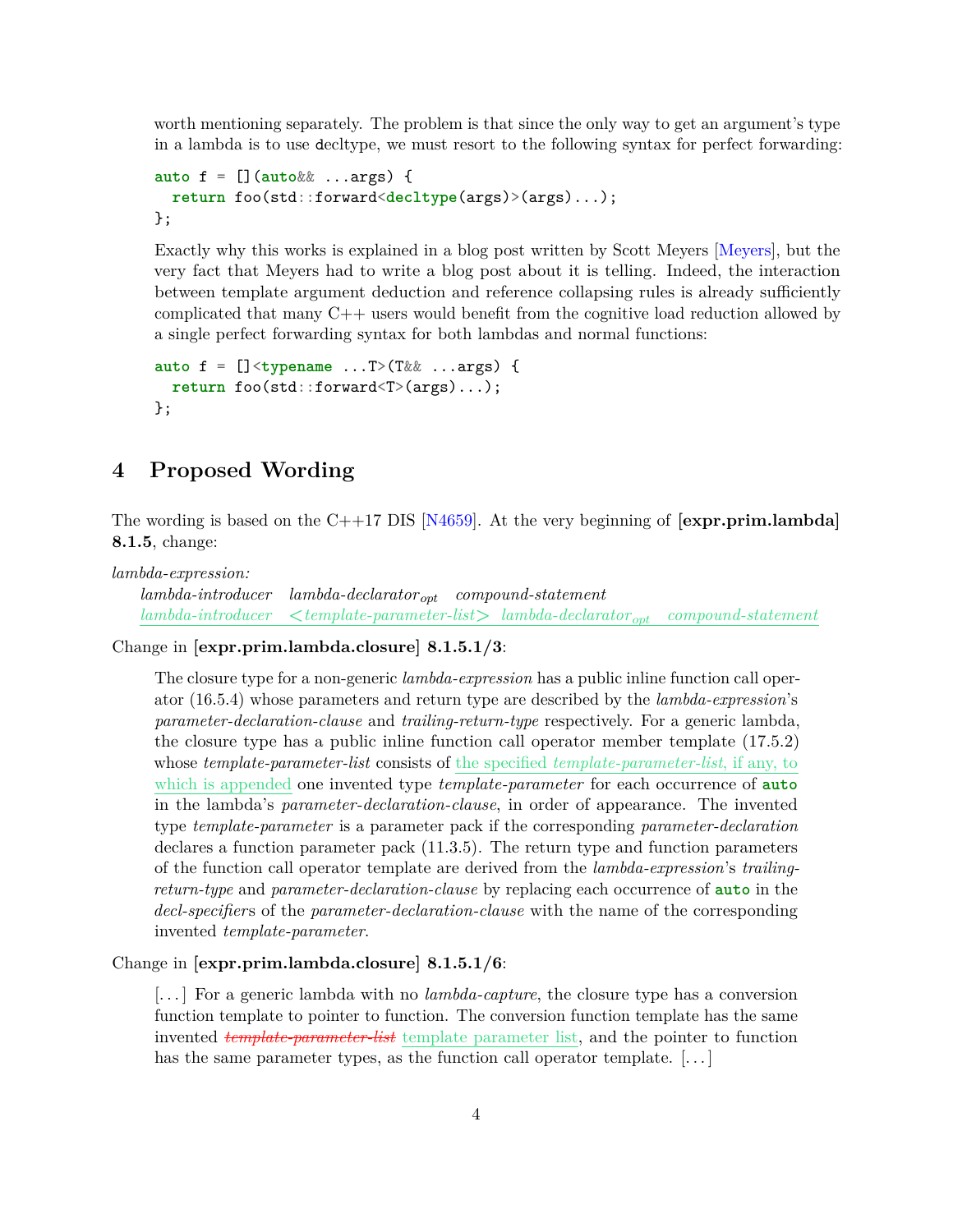worth mentioning separately. The problem is that since the only way to get an argument's type in a lambda is to use decltype, we must resort to the following syntax for perfect forwarding:

```
auto f = [](auto&& ...args) {
  return foo(std::forward<decltype(args)>(args)...);
};
```

Exactly why this works is explained in a blog post written by Scott Meyers [Meyers], but the very fact that Meyers had to write a blog post about it is telling. Indeed, the interaction between template argument deduction and reference collapsing rules is already sufficiently complicated that many C++ users would benefit from the cognitive load reduction allowed by a single perfect forwarding syntax for both lambdas and normal functions:

```
auto f = []<typename ...T>(T&& ...args) {
  return foo(std::forward<T>(args)...);
};
```

## 4 Proposed Wording

The wording is based on the C++17 DIS [N4659]. At the very beginning of **[expr.prim.lambda] 8.1.5**, change:

*lambda-expression:*
  *lambda-introducer* *lambda-declarator*$_{opt}$ *compound-statement*
  *lambda-introducer* <*template-parameter-list*> *lambda-declarator*$_{opt}$ *compound-statement*

Change in **[expr.prim.lambda.closure] 8.1.5.1/3**:

> The closure type for a non-generic *lambda-expression* has a public inline function call operator (16.5.4) whose parameters and return type are described by the *lambda-expression*'s *parameter-declaration-clause* and *trailing-return-type* respectively. For a generic lambda, the closure type has a public inline function call operator member template (17.5.2) whose *template-parameter-list* consists of the specified *template-parameter-list*, if any, to which is appended one invented type *template-parameter* for each occurrence of **auto** in the lambda's *parameter-declaration-clause*, in order of appearance. The invented type *template-parameter* is a parameter pack if the corresponding *parameter-declaration* declares a function parameter pack (11.3.5). The return type and function parameters of the function call operator template are derived from the *lambda-expression*'s *trailing-return-type* and *parameter-declaration-clause* by replacing each occurrence of **auto** in the *decl-specifiers* of the *parameter-declaration-clause* with the name of the corresponding invented *template-parameter*.

Change in **[expr.prim.lambda.closure] 8.1.5.1/6**:

> [...] For a generic lambda with no *lambda-capture*, the closure type has a conversion function template to pointer to function. The conversion function template has the same invented ~~*template-parameter-list*~~ template parameter list, and the pointer to function has the same parameter types, as the function call operator template. [...]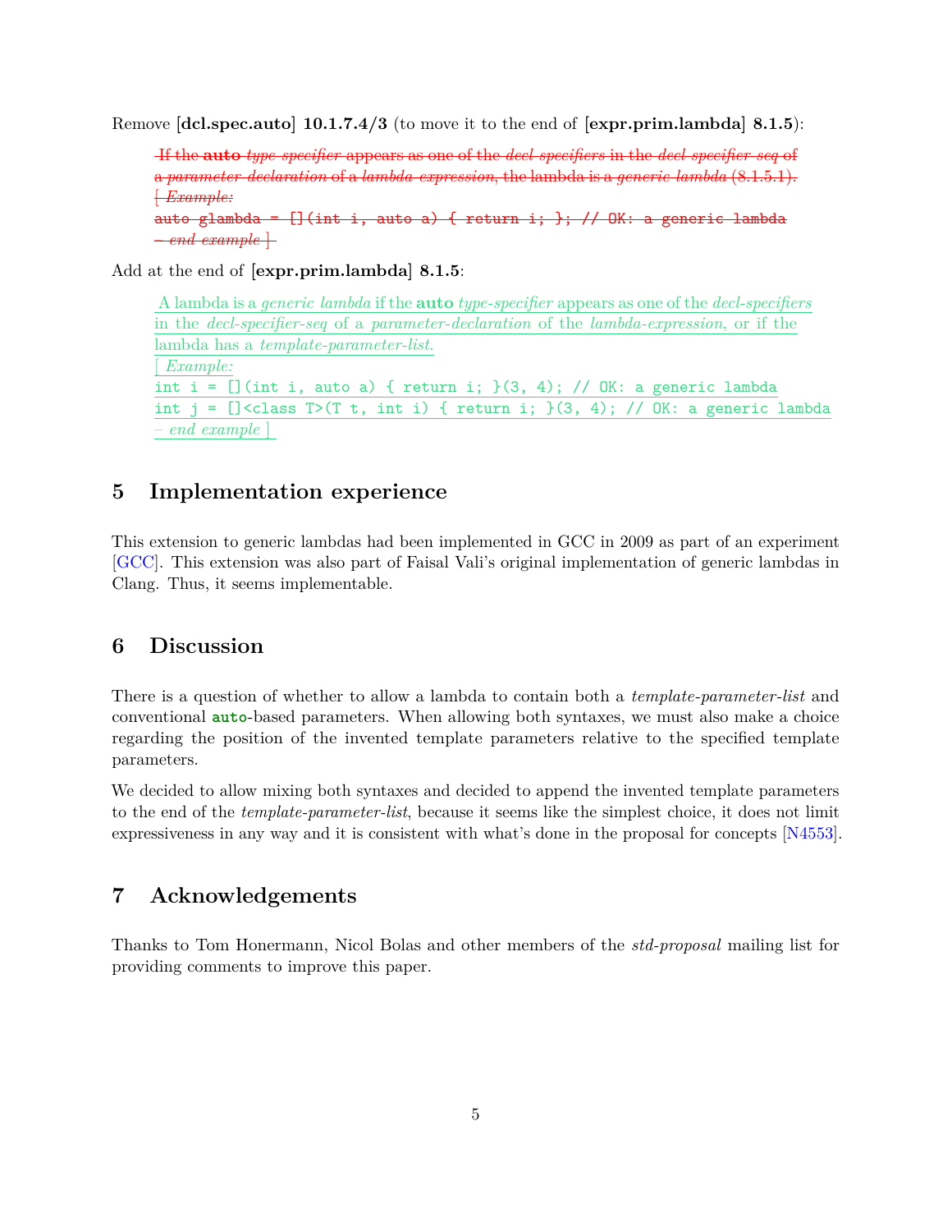Remove **[dcl.spec.auto] 10.1.7.4/3** (to move it to the end of **[expr.prim.lambda] 8.1.5**):

> ~~If the **auto** *type-specifier* appears as one of the *decl-specifiers* in the *decl-specifier-seq* of a *parameter-declaration* of a *lambda-expression*, the lambda is a *generic lambda* (8.1.5.1).~~
> ~~[ *Example:*~~
> ~~`auto glambda = [](int i, auto a) { return i; }; // OK: a generic lambda`~~
> ~~– *end example* ]~~

Add at the end of **[expr.prim.lambda] 8.1.5**:

> A lambda is a *generic lambda* if the **auto** *type-specifier* appears as one of the *decl-specifiers* in the *decl-specifier-seq* of a *parameter-declaration* of the *lambda-expression*, or if the lambda has a *template-parameter-list*.
> [ *Example:*
> ```
> int i = [](int i, auto a) { return i; }(3, 4); // OK: a generic lambda
> int j = []<class T>(T t, int i) { return i; }(3, 4); // OK: a generic lambda
> ```
> – *end example* ]

## 5 Implementation experience

This extension to generic lambdas had been implemented in GCC in 2009 as part of an experiment [GCC]. This extension was also part of Faisal Vali's original implementation of generic lambdas in Clang. Thus, it seems implementable.

## 6 Discussion

There is a question of whether to allow a lambda to contain both a *template-parameter-list* and conventional **auto**-based parameters. When allowing both syntaxes, we must also make a choice regarding the position of the invented template parameters relative to the specified template parameters.

We decided to allow mixing both syntaxes and decided to append the invented template parameters to the end of the *template-parameter-list*, because it seems like the simplest choice, it does not limit expressiveness in any way and it is consistent with what's done in the proposal for concepts [N4553].

## 7 Acknowledgements

Thanks to Tom Honermann, Nicol Bolas and other members of the *std-proposal* mailing list for providing comments to improve this paper.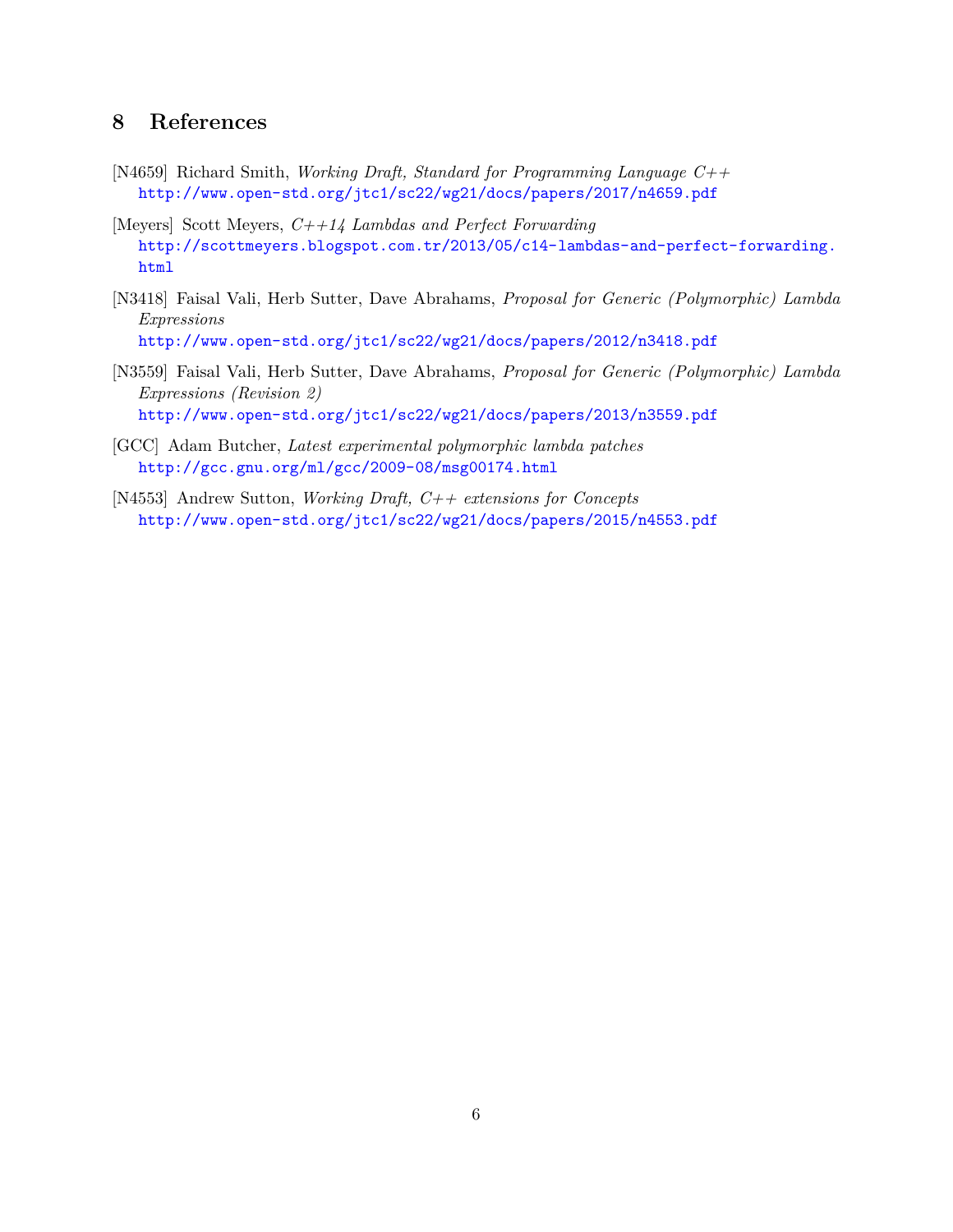## 8 References

[N4659] Richard Smith, *Working Draft, Standard for Programming Language C++*
http://www.open-std.org/jtc1/sc22/wg21/docs/papers/2017/n4659.pdf

[Meyers] Scott Meyers, *C++14 Lambdas and Perfect Forwarding*
http://scottmeyers.blogspot.com.tr/2013/05/c14-lambdas-and-perfect-forwarding.html

[N3418] Faisal Vali, Herb Sutter, Dave Abrahams, *Proposal for Generic (Polymorphic) Lambda Expressions*
http://www.open-std.org/jtc1/sc22/wg21/docs/papers/2012/n3418.pdf

[N3559] Faisal Vali, Herb Sutter, Dave Abrahams, *Proposal for Generic (Polymorphic) Lambda Expressions (Revision 2)*
http://www.open-std.org/jtc1/sc22/wg21/docs/papers/2013/n3559.pdf

[GCC] Adam Butcher, *Latest experimental polymorphic lambda patches*
http://gcc.gnu.org/ml/gcc/2009-08/msg00174.html

[N4553] Andrew Sutton, *Working Draft, C++ extensions for Concepts*
http://www.open-std.org/jtc1/sc22/wg21/docs/papers/2015/n4553.pdf